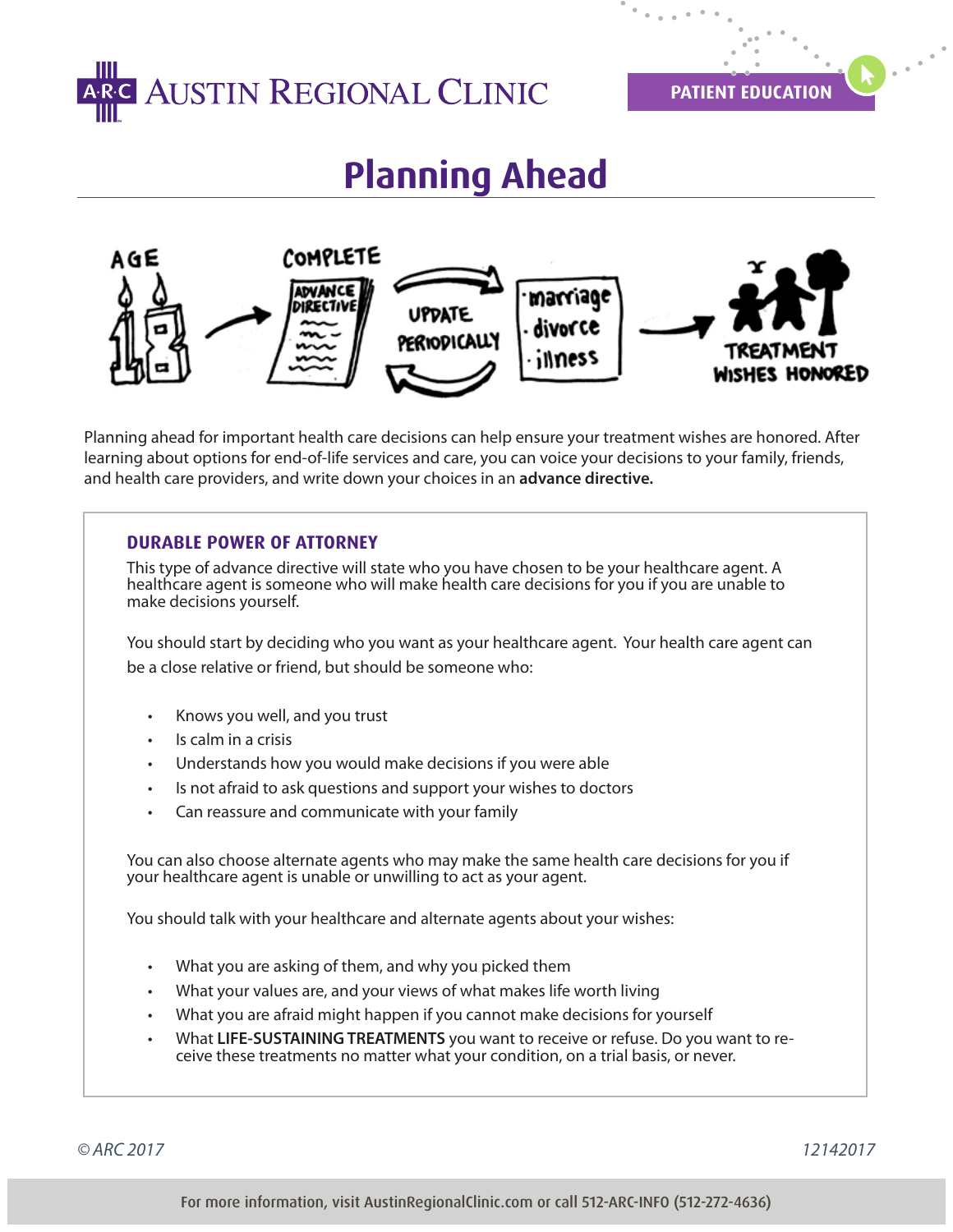# Planning Ahead

AGE 18 → COMPLETE ADVANCE DIRECTIVE → UPDATE PERIODICALLY (marriage, divorce, illness) → TREATMENT WISHES HONORED

Planning ahead for important health care decisions can help ensure your treatment wishes are honored. After learning about options for end-of-life services and care, you can voice your decisions to your family, friends, and health care providers, and write down your choices in an **advance directive.**

## DURABLE POWER OF ATTORNEY

This type of advance directive will state who you have chosen to be your healthcare agent. A healthcare agent is someone who will make health care decisions for you if you are unable to make decisions yourself.

You should start by deciding who you want as your healthcare agent. Your health care agent can be a close relative or friend, but should be someone who:

- Knows you well, and you trust
- Is calm in a crisis
- Understands how you would make decisions if you were able
- Is not afraid to ask questions and support your wishes to doctors
- Can reassure and communicate with your family

You can also choose alternate agents who may make the same health care decisions for you if your healthcare agent is unable or unwilling to act as your agent.

You should talk with your healthcare and alternate agents about your wishes:

- What you are asking of them, and why you picked them
- What your values are, and your views of what makes life worth living
- What you are afraid might happen if you cannot make decisions for yourself
- What **LIFE-SUSTAINING TREATMENTS** you want to receive or refuse. Do you want to receive these treatments no matter what your condition, on a trial basis, or never.

© ARC 2017 12142017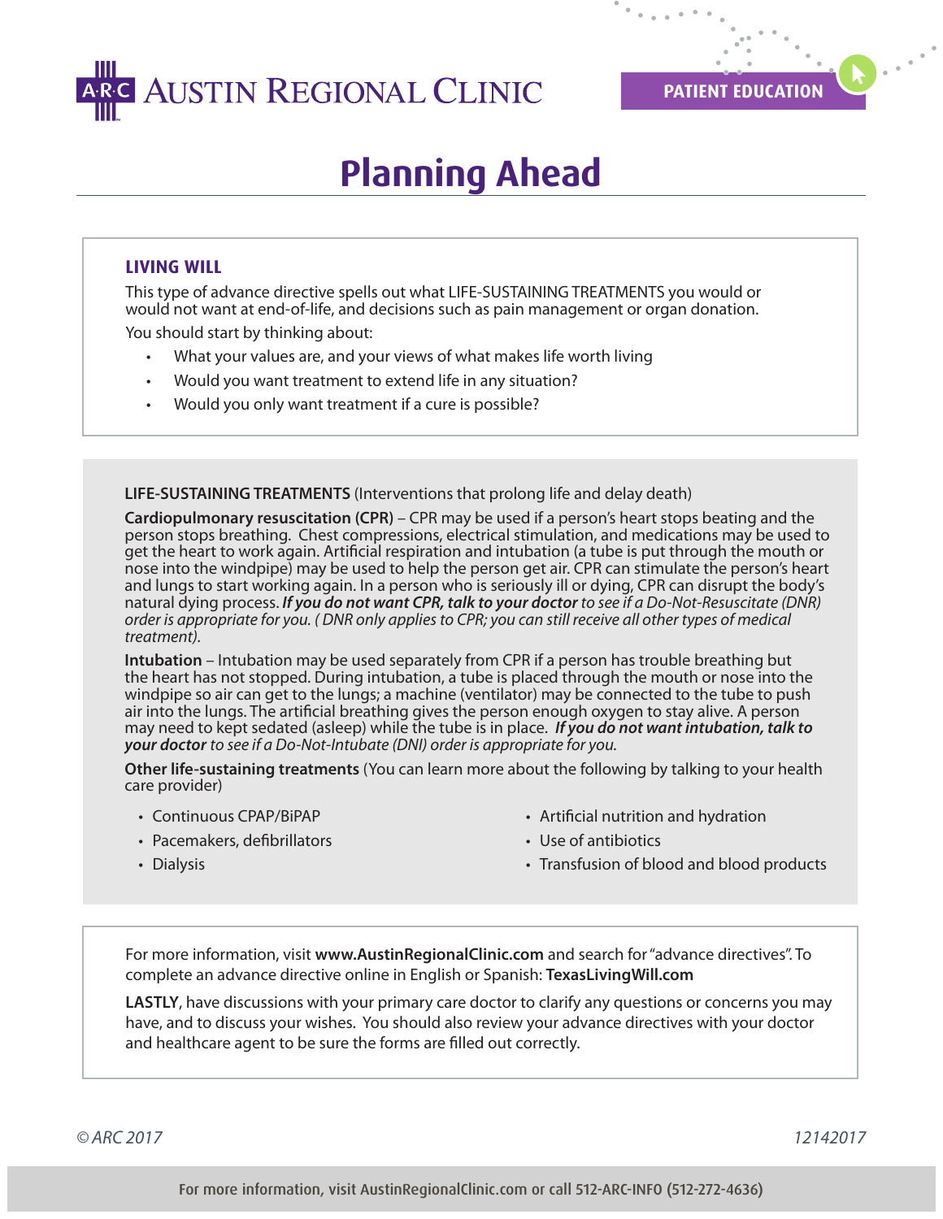# Planning Ahead

## LIVING WILL

This type of advance directive spells out what LIFE-SUSTAINING TREATMENTS you would or would not want at end-of-life, and decisions such as pain management or organ donation.

You should start by thinking about:

- What your values are, and your views of what makes life worth living
- Would you want treatment to extend life in any situation?
- Would you only want treatment if a cure is possible?

**LIFE-SUSTAINING TREATMENTS** (Interventions that prolong life and delay death)

**Cardiopulmonary resuscitation (CPR)** – CPR may be used if a person's heart stops beating and the person stops breathing. Chest compressions, electrical stimulation, and medications may be used to get the heart to work again. Artificial respiration and intubation (a tube is put through the mouth or nose into the windpipe) may be used to help the person get air. CPR can stimulate the person's heart and lungs to start working again. In a person who is seriously ill or dying, CPR can disrupt the body's natural dying process. ***If you do not want CPR, talk to your doctor*** *to see if a Do-Not-Resuscitate (DNR) order is appropriate for you. ( DNR only applies to CPR; you can still receive all other types of medical treatment).*

**Intubation** – Intubation may be used separately from CPR if a person has trouble breathing but the heart has not stopped. During intubation, a tube is placed through the mouth or nose into the windpipe so air can get to the lungs; a machine (ventilator) may be connected to the tube to push air into the lungs. The artificial breathing gives the person enough oxygen to stay alive. A person may need to kept sedated (asleep) while the tube is in place. ***If you do not want intubation, talk to your doctor*** *to see if a Do-Not-Intubate (DNI) order is appropriate for you.*

**Other life-sustaining treatments** (You can learn more about the following by talking to your health care provider)

- Continuous CPAP/BiPAP
- Pacemakers, defibrillators
- Dialysis
- Artificial nutrition and hydration
- Use of antibiotics
- Transfusion of blood and blood products

For more information, visit **www.AustinRegionalClinic.com** and search for "advance directives". To complete an advance directive online in English or Spanish: **TexasLivingWill.com**

**LASTLY**, have discussions with your primary care doctor to clarify any questions or concerns you may have, and to discuss your wishes. You should also review your advance directives with your doctor and healthcare agent to be sure the forms are filled out correctly.

*© ARC 2017*

*12142017*